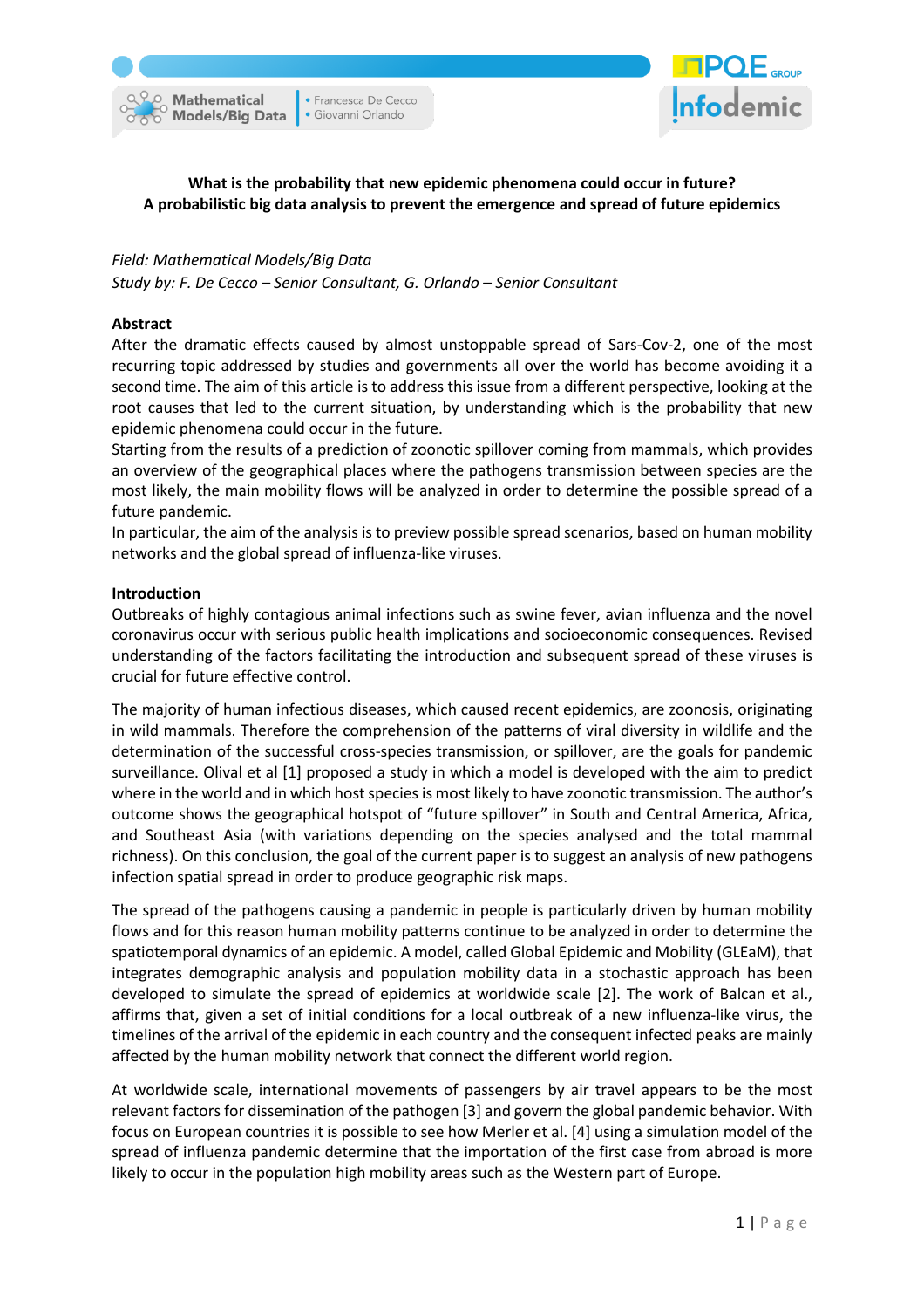**What is the probability that new epidemic phenomena could occur in future?**
**A probabilistic big data analysis to prevent the emergence and spread of future epidemics**

*Field: Mathematical Models/Big Data*
*Study by: F. De Cecco – Senior Consultant, G. Orlando – Senior Consultant*

## Abstract

After the dramatic effects caused by almost unstoppable spread of Sars-Cov-2, one of the most recurring topic addressed by studies and governments all over the world has become avoiding it a second time. The aim of this article is to address this issue from a different perspective, looking at the root causes that led to the current situation, by understanding which is the probability that new epidemic phenomena could occur in the future.

Starting from the results of a prediction of zoonotic spillover coming from mammals, which provides an overview of the geographical places where the pathogens transmission between species are the most likely, the main mobility flows will be analyzed in order to determine the possible spread of a future pandemic.

In particular, the aim of the analysis is to preview possible spread scenarios, based on human mobility networks and the global spread of influenza-like viruses.

## Introduction

Outbreaks of highly contagious animal infections such as swine fever, avian influenza and the novel coronavirus occur with serious public health implications and socioeconomic consequences. Revised understanding of the factors facilitating the introduction and subsequent spread of these viruses is crucial for future effective control.

The majority of human infectious diseases, which caused recent epidemics, are zoonosis, originating in wild mammals. Therefore the comprehension of the patterns of viral diversity in wildlife and the determination of the successful cross-species transmission, or spillover, are the goals for pandemic surveillance. Olival et al [1] proposed a study in which a model is developed with the aim to predict where in the world and in which host species is most likely to have zoonotic transmission. The author's outcome shows the geographical hotspot of "future spillover" in South and Central America, Africa, and Southeast Asia (with variations depending on the species analysed and the total mammal richness). On this conclusion, the goal of the current paper is to suggest an analysis of new pathogens infection spatial spread in order to produce geographic risk maps.

The spread of the pathogens causing a pandemic in people is particularly driven by human mobility flows and for this reason human mobility patterns continue to be analyzed in order to determine the spatiotemporal dynamics of an epidemic. A model, called Global Epidemic and Mobility (GLEaM), that integrates demographic analysis and population mobility data in a stochastic approach has been developed to simulate the spread of epidemics at worldwide scale [2]. The work of Balcan et al., affirms that, given a set of initial conditions for a local outbreak of a new influenza-like virus, the timelines of the arrival of the epidemic in each country and the consequent infected peaks are mainly affected by the human mobility network that connect the different world region.

At worldwide scale, international movements of passengers by air travel appears to be the most relevant factors for dissemination of the pathogen [3] and govern the global pandemic behavior. With focus on European countries it is possible to see how Merler et al. [4] using a simulation model of the spread of influenza pandemic determine that the importation of the first case from abroad is more likely to occur in the population high mobility areas such as the Western part of Europe.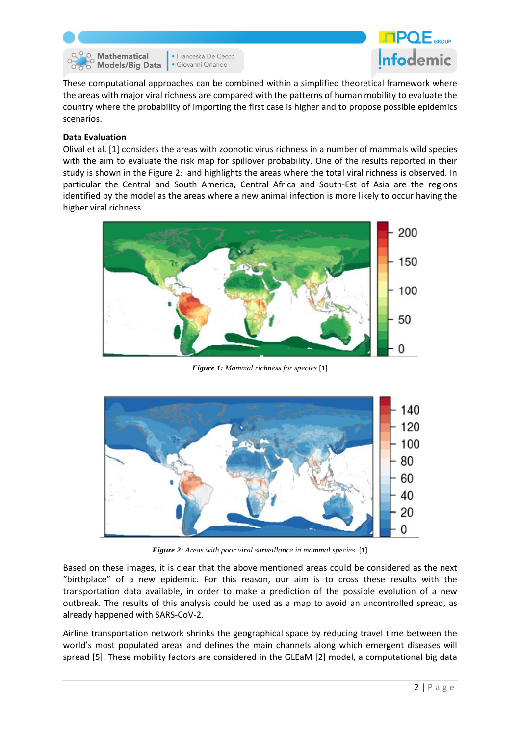These computational approaches can be combined within a simplified theoretical framework where the areas with major viral richness are compared with the patterns of human mobility to evaluate the country where the probability of importing the first case is higher and to propose possible epidemics scenarios.

**Data Evaluation**

Olival et al. [1] considers the areas with zoonotic virus richness in a number of mammals wild species with the aim to evaluate the risk map for spillover probability. One of the results reported in their study is shown in the Figure 2: and highlights the areas where the total viral richness is observed. In particular the Central and South America, Central Africa and South-Est of Asia are the regions identified by the model as the areas where a new animal infection is more likely to occur having the higher viral richness.

***Figure 1**: Mammal richness for species* [1]

***Figure 2**: Areas with poor viral surveillance in mammal species* [1]

Based on these images, it is clear that the above mentioned areas could be considered as the next "birthplace" of a new epidemic. For this reason, our aim is to cross these results with the transportation data available, in order to make a prediction of the possible evolution of a new outbreak. The results of this analysis could be used as a map to avoid an uncontrolled spread, as already happened with SARS-CoV-2.

Airline transportation network shrinks the geographical space by reducing travel time between the world's most populated areas and defines the main channels along which emergent diseases will spread [5]. These mobility factors are considered in the GLEaM [2] model, a computational big data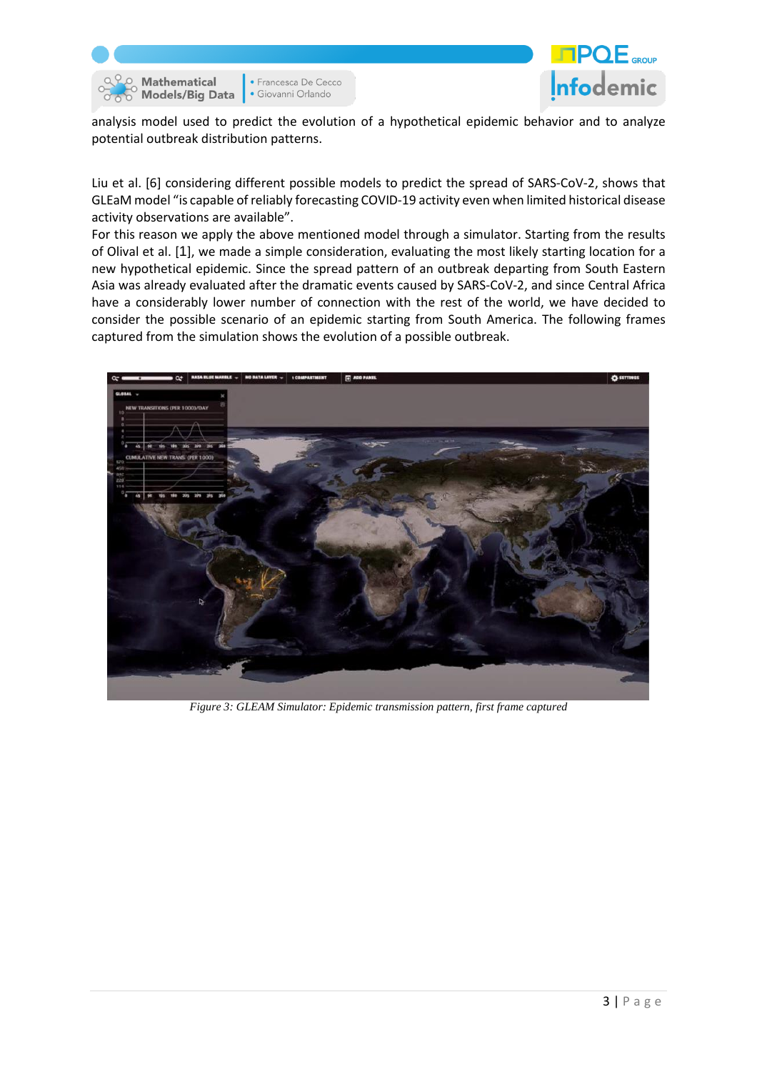analysis model used to predict the evolution of a hypothetical epidemic behavior and to analyze potential outbreak distribution patterns.

Liu et al. [6] considering different possible models to predict the spread of SARS-CoV-2, shows that GLEaM model "is capable of reliably forecasting COVID-19 activity even when limited historical disease activity observations are available".

For this reason we apply the above mentioned model through a simulator. Starting from the results of Olival et al. [1], we made a simple consideration, evaluating the most likely starting location for a new hypothetical epidemic. Since the spread pattern of an outbreak departing from South Eastern Asia was already evaluated after the dramatic events caused by SARS-CoV-2, and since Central Africa have a considerably lower number of connection with the rest of the world, we have decided to consider the possible scenario of an epidemic starting from South America. The following frames captured from the simulation shows the evolution of a possible outbreak.

*Figure 3: GLEAM Simulator: Epidemic transmission pattern, first frame captured*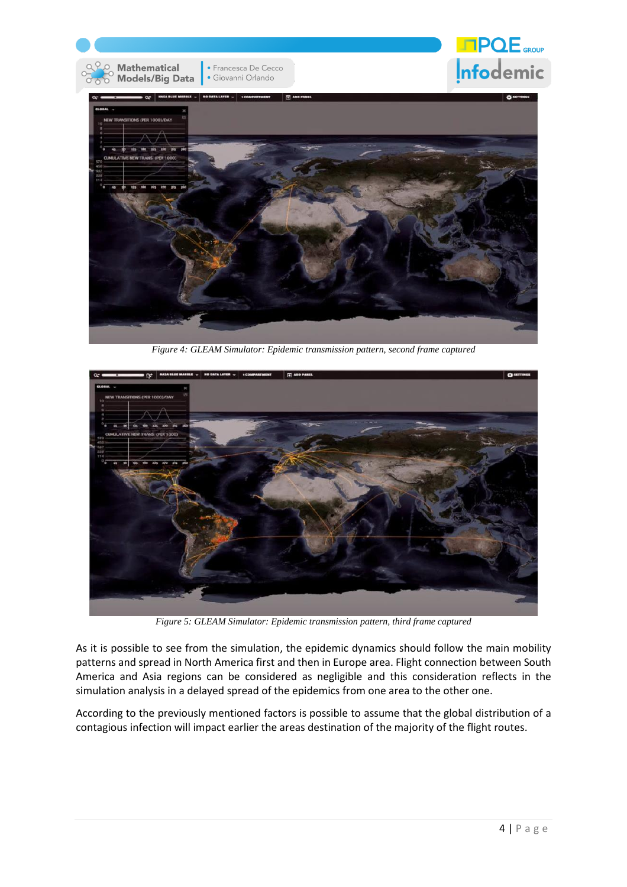Figure 4: GLEAM Simulator: Epidemic transmission pattern, second frame captured

Figure 5: GLEAM Simulator: Epidemic transmission pattern, third frame captured

As it is possible to see from the simulation, the epidemic dynamics should follow the main mobility patterns and spread in North America first and then in Europe area. Flight connection between South America and Asia regions can be considered as negligible and this consideration reflects in the simulation analysis in a delayed spread of the epidemics from one area to the other one.

According to the previously mentioned factors is possible to assume that the global distribution of a contagious infection will impact earlier the areas destination of the majority of the flight routes.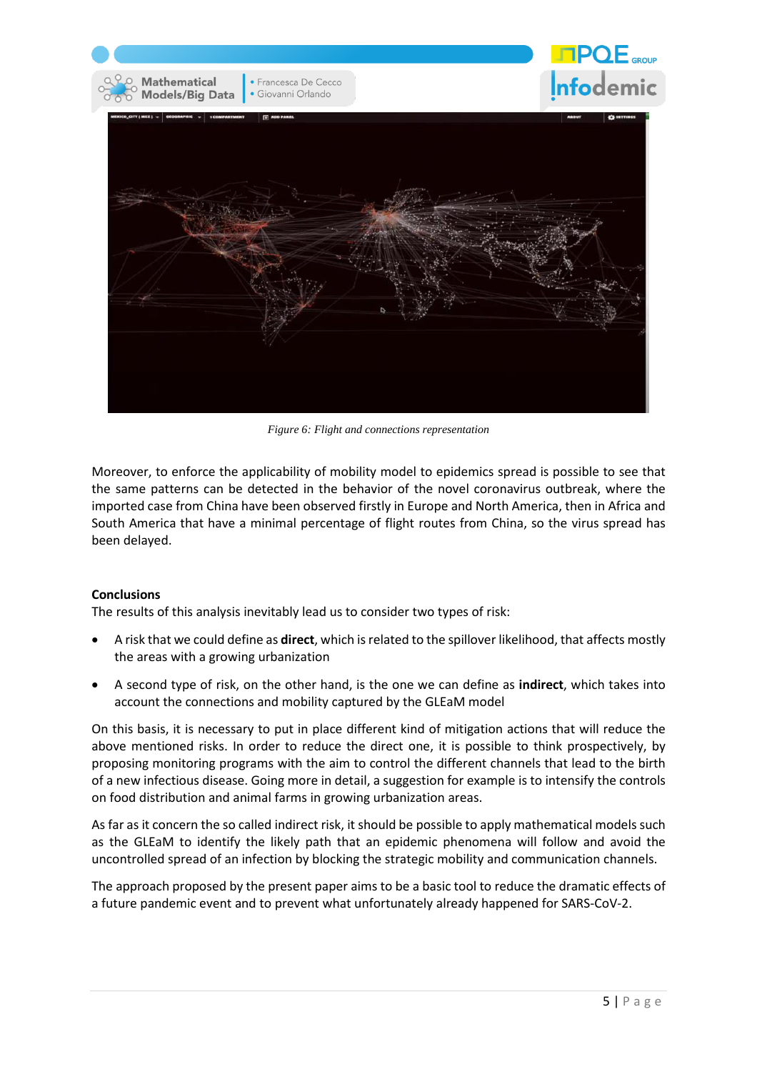*Figure 6: Flight and connections representation*

Moreover, to enforce the applicability of mobility model to epidemics spread is possible to see that the same patterns can be detected in the behavior of the novel coronavirus outbreak, where the imported case from China have been observed firstly in Europe and North America, then in Africa and South America that have a minimal percentage of flight routes from China, so the virus spread has been delayed.

**Conclusions**

The results of this analysis inevitably lead us to consider two types of risk:

- A risk that we could define as **direct**, which is related to the spillover likelihood, that affects mostly the areas with a growing urbanization
- A second type of risk, on the other hand, is the one we can define as **indirect**, which takes into account the connections and mobility captured by the GLEaM model

On this basis, it is necessary to put in place different kind of mitigation actions that will reduce the above mentioned risks. In order to reduce the direct one, it is possible to think prospectively, by proposing monitoring programs with the aim to control the different channels that lead to the birth of a new infectious disease. Going more in detail, a suggestion for example is to intensify the controls on food distribution and animal farms in growing urbanization areas.

As far as it concern the so called indirect risk, it should be possible to apply mathematical models such as the GLEaM to identify the likely path that an epidemic phenomena will follow and avoid the uncontrolled spread of an infection by blocking the strategic mobility and communication channels.

The approach proposed by the present paper aims to be a basic tool to reduce the dramatic effects of a future pandemic event and to prevent what unfortunately already happened for SARS-CoV-2.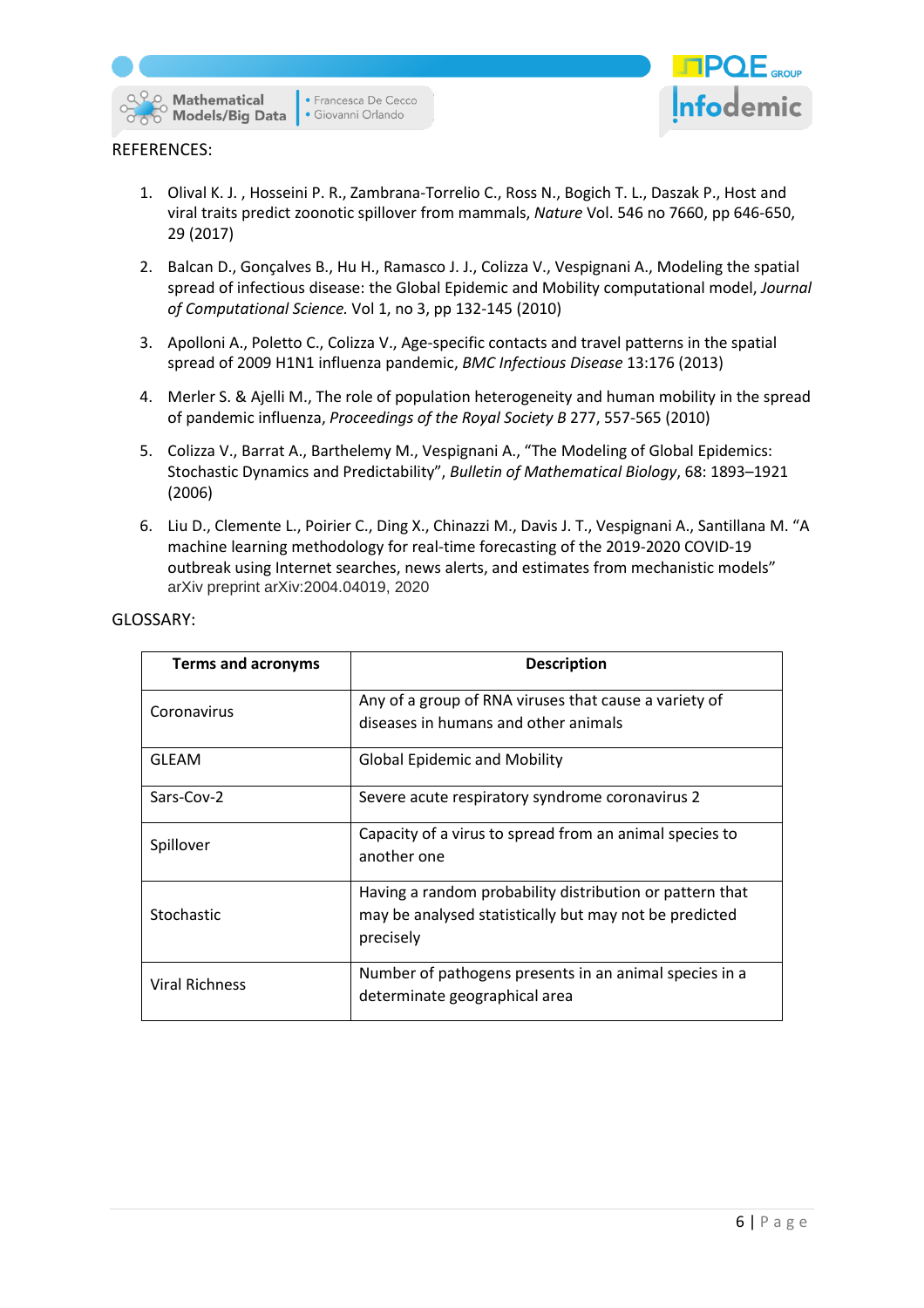REFERENCES:

1. Olival K. J. , Hosseini P. R., Zambrana-Torrelio C., Ross N., Bogich T. L., Daszak P., Host and viral traits predict zoonotic spillover from mammals, *Nature* Vol. 546 no 7660, pp 646-650, 29 (2017)

2. Balcan D., Gonçalves B., Hu H., Ramasco J. J., Colizza V., Vespignani A., Modeling the spatial spread of infectious disease: the Global Epidemic and Mobility computational model, *Journal of Computational Science.* Vol 1, no 3, pp 132-145 (2010)

3. Apolloni A., Poletto C., Colizza V., Age-specific contacts and travel patterns in the spatial spread of 2009 H1N1 influenza pandemic, *BMC Infectious Disease* 13:176 (2013)

4. Merler S. & Ajelli M., The role of population heterogeneity and human mobility in the spread of pandemic influenza, *Proceedings of the Royal Society B* 277, 557-565 (2010)

5. Colizza V., Barrat A., Barthelemy M., Vespignani A., "The Modeling of Global Epidemics: Stochastic Dynamics and Predictability", *Bulletin of Mathematical Biology*, 68: 1893–1921 (2006)

6. Liu D., Clemente L., Poirier C., Ding X., Chinazzi M., Davis J. T., Vespignani A., Santillana M. "A machine learning methodology for real-time forecasting of the 2019-2020 COVID-19 outbreak using Internet searches, news alerts, and estimates from mechanistic models" arXiv preprint arXiv:2004.04019, 2020

GLOSSARY:

| Terms and acronyms | Description |
|---|---|
| Coronavirus | Any of a group of RNA viruses that cause a variety of diseases in humans and other animals |
| GLEAM | Global Epidemic and Mobility |
| Sars-Cov-2 | Severe acute respiratory syndrome coronavirus 2 |
| Spillover | Capacity of a virus to spread from an animal species to another one |
| Stochastic | Having a random probability distribution or pattern that may be analysed statistically but may not be predicted precisely |
| Viral Richness | Number of pathogens presents in an animal species in a determinate geographical area |